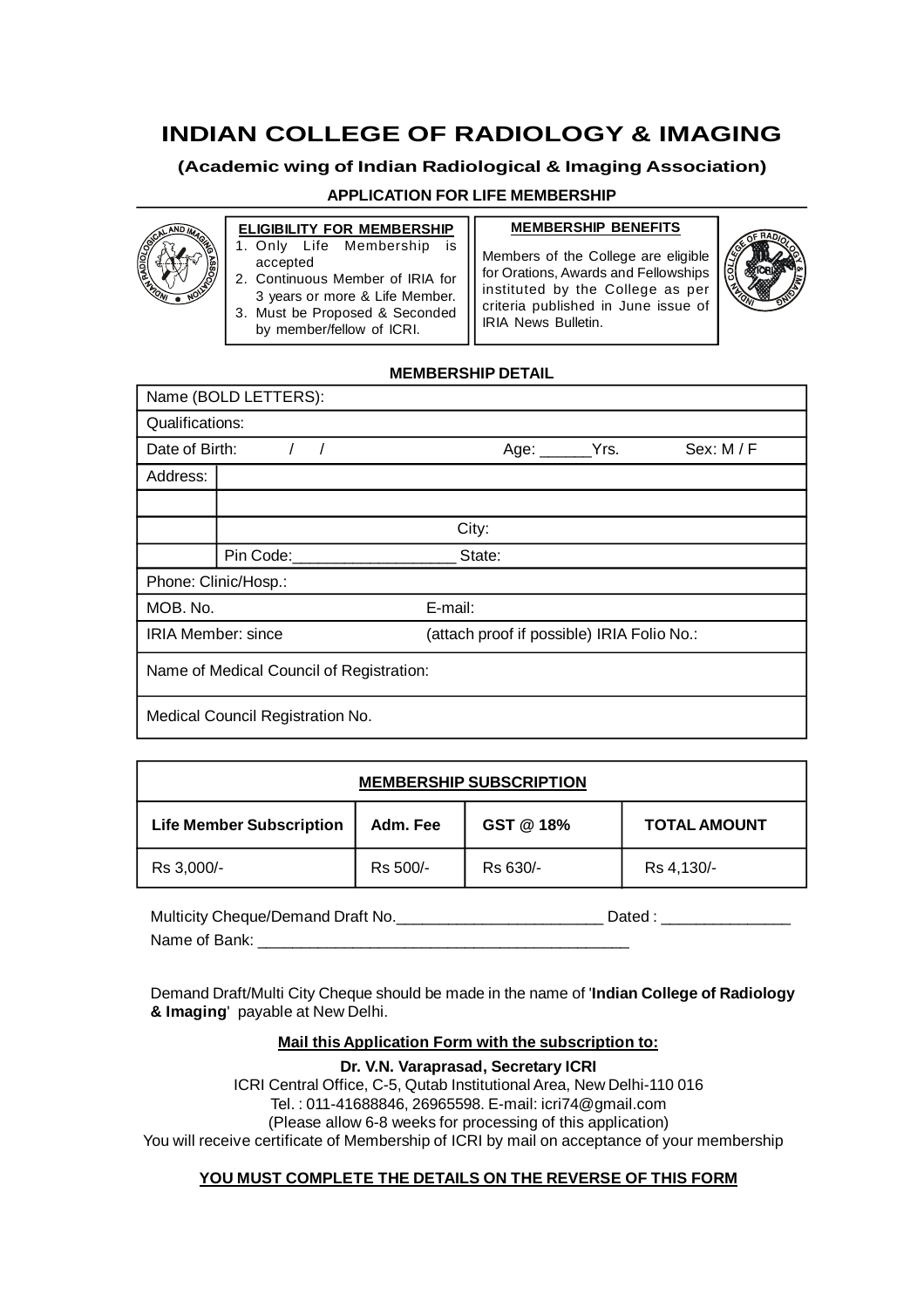# INDIAN COLLEGE OF RADIOLOGY & IMAGING

### (Academic wing of Indian Radiological & Imaging Association)

**APPLICATION FOR LIFE MEMBERSHIP**

**ELIGIBILITY FOR MEMBERSHIP**

1. Only Life Membership is accepted
2. Continuous Member of IRIA for 3 years or more & Life Member.
3. Must be Proposed & Seconded by member/fellow of ICRI.

**MEMBERSHIP BENEFITS**

Members of the College are eligible for Orations, Awards and Fellowships instituted by the College as per criteria published in June issue of IRIA News Bulletin.

**MEMBERSHIP DETAIL**

| | | |
|---|---|---|
| Name (BOLD LETTERS): | | |
| Qualifications: | | |
| Date of Birth: / / | Age: ______Yrs. | Sex: M / F |
| Address: | | |
| | | |
| | City: | |
| | Pin Code:__________________ | State: |
| Phone: Clinic/Hosp.: | | |
| MOB. No. | E-mail: | |
| IRIA Member: since | (attach proof if possible) IRIA Folio No.: | |
| Name of Medical Council of Registration: | | |
| Medical Council Registration No. | | |

**MEMBERSHIP SUBSCRIPTION**

| Life Member Subscription | Adm. Fee | GST @ 18% | TOTAL AMOUNT |
|---|---|---|---|
| Rs 3,000/- | Rs 500/- | Rs 630/- | Rs 4,130/- |

Multicity Cheque/Demand Draft No.________________________ Dated : _______________

Name of Bank: ____________________________________________

Demand Draft/Multi City Cheque should be made in the name of '**Indian College of Radiology & Imaging**' payable at New Delhi.

**Mail this Application Form with the subscription to:**

**Dr. V.N. Varaprasad, Secretary ICRI**

ICRI Central Office, C-5, Qutab Institutional Area, New Delhi-110 016

Tel. : 011-41688846, 26965598. E-mail: icri74@gmail.com

(Please allow 6-8 weeks for processing of this application)

You will receive certificate of Membership of ICRI by mail on acceptance of your membership

**YOU MUST COMPLETE THE DETAILS ON THE REVERSE OF THIS FORM**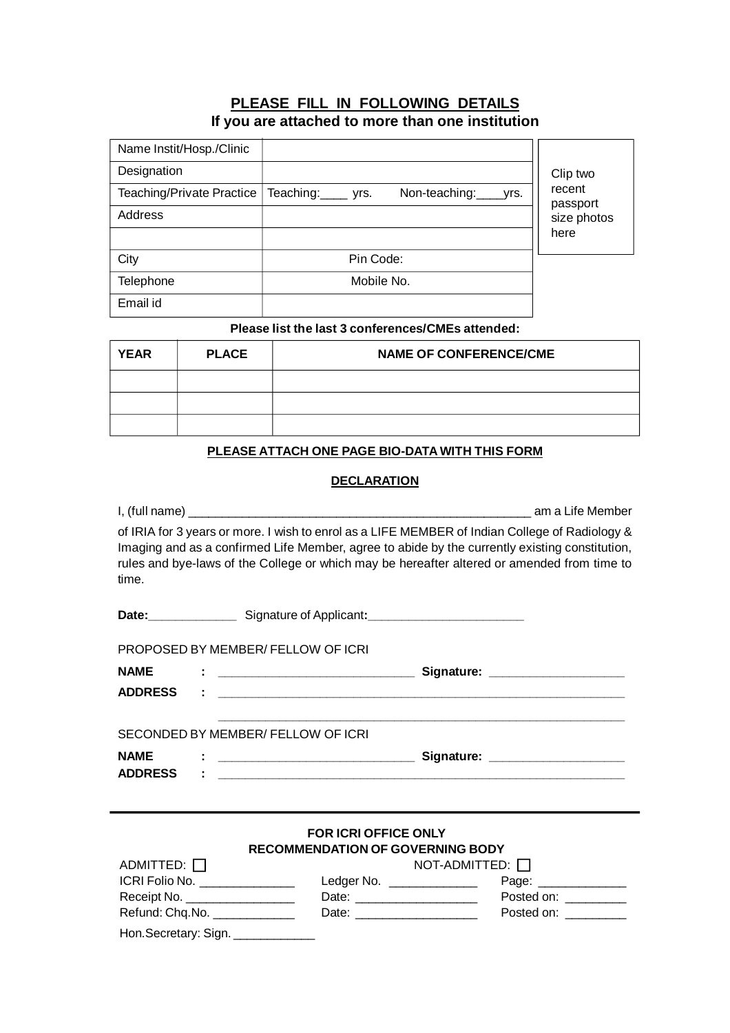**PLEASE FILL IN FOLLOWING DETAILS**

**If you are attached to more than one institution**

| | |
|---|---|
| Name Instit/Hosp./Clinic | |
| Designation | |
| Teaching/Private Practice | Teaching:____ yrs. Non-teaching:____yrs. |
| Address | |
| | |
| City | Pin Code: |
| Telephone | Mobile No. |
| Email id | |

Clip two recent passport size photos here

**Please list the last 3 conferences/CMEs attended:**

| YEAR | PLACE | NAME OF CONFERENCE/CME |
|---|---|---|
| | | |
| | | |
| | | |

**PLEASE ATTACH ONE PAGE BIO-DATA WITH THIS FORM**

**DECLARATION**

I, (full name) ____________________________________________________ am a Life Member of IRIA for 3 years or more. I wish to enrol as a LIFE MEMBER of Indian College of Radiology & Imaging and as a confirmed Life Member, agree to abide by the currently existing constitution, rules and bye-laws of the College or which may be hereafter altered or amended from time to time.

**Date:**_____________ Signature of Applicant**:**_______________________

PROPOSED BY MEMBER/ FELLOW OF ICRI

**NAME** : _____________________________ **Signature:** ___________________

**ADDRESS** : ____________________________________________________________

____________________________________________________________

SECONDED BY MEMBER/ FELLOW OF ICRI

**NAME** : _____________________________ **Signature:** ___________________

**ADDRESS** : ____________________________________________________________

---

**FOR ICRI OFFICE ONLY**

**RECOMMENDATION OF GOVERNING BODY**

ADMITTED: ☐ NOT-ADMITTED: ☐

ICRI Folio No. ______________ Ledger No. _____________ Page: _____________

Receipt No. ________________ Date: __________________ Posted on: _________

Refund: Chq.No. ____________ Date: __________________ Posted on: _________

Hon.Secretary: Sign. ____________